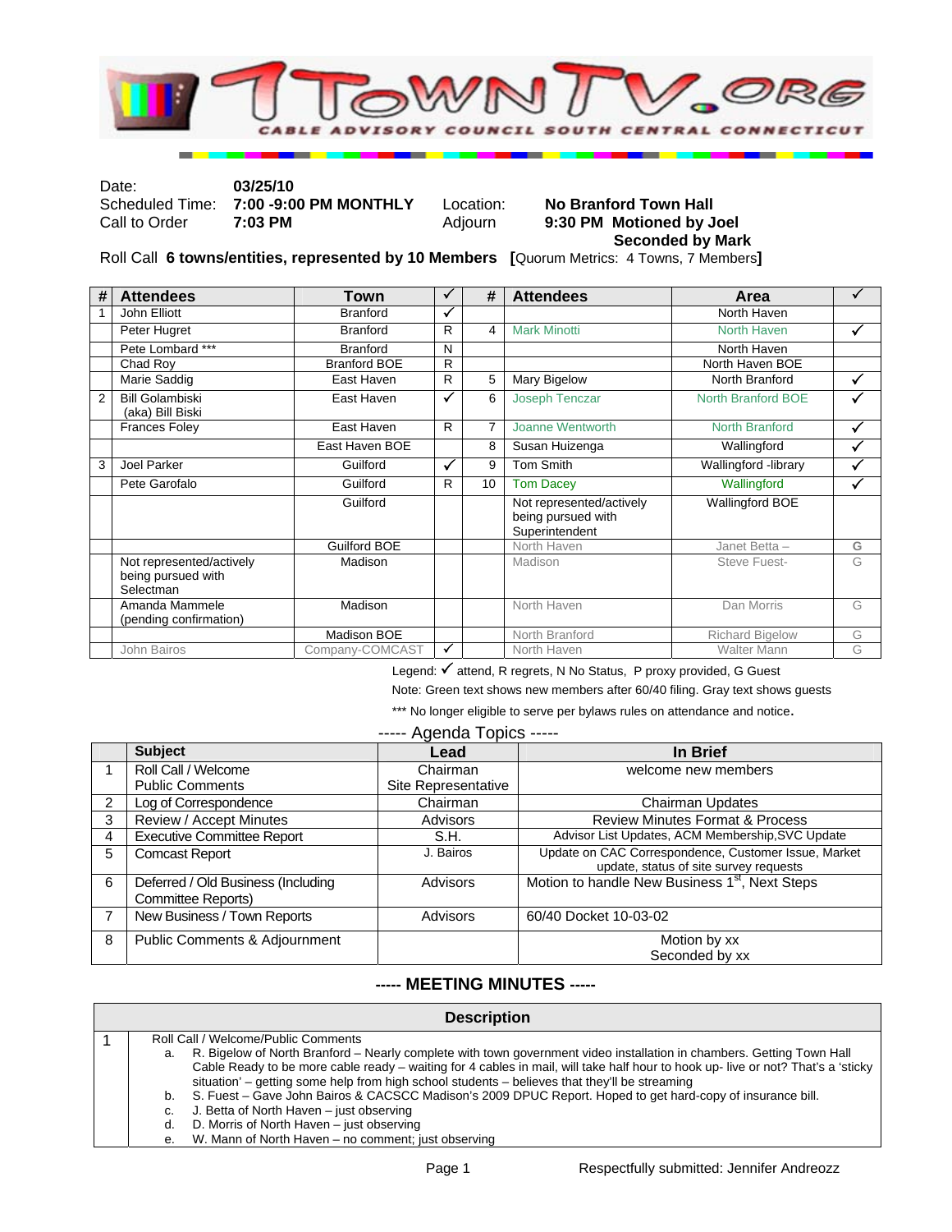# 1TOWNTV.ORG

CABLE ADVISORY COUNCIL SOUTH CENTRAL CONNECTICUT

Date: **03/25/10**
Scheduled Time: **7:00 -9:00 PM MONTHLY** Location: **No Branford Town Hall**
Call to Order **7:03 PM** Adjourn **9:30 PM Motioned by Joel Seconded by Mark**

Roll Call **6 towns/entities, represented by 10 Members** **[**Quorum Metrics: 4 Towns, 7 Members**]**

| # | Attendees | Town | ✓ | # | Attendees | Area | ✓ |
|---|---|---|---|---|---|---|---|
| 1 | John Elliott | Branford | ✓ | | | North Haven | |
| | Peter Hugret | Branford | R | 4 | Mark Minotti | North Haven | ✓ |
| | Pete Lombard *** | Branford | N | | | North Haven | |
| | Chad Roy | Branford BOE | R | | | North Haven BOE | |
| | Marie Saddig | East Haven | R | 5 | Mary Bigelow | North Branford | ✓ |
| 2 | Bill Golambiski (aka) Bill Biski | East Haven | ✓ | 6 | Joseph Tenczar | North Branford BOE | ✓ |
| | Frances Foley | East Haven | R | 7 | Joanne Wentworth | North Branford | ✓ |
| | | East Haven BOE | | 8 | Susan Huizenga | Wallingford | ✓ |
| 3 | Joel Parker | Guilford | ✓ | 9 | Tom Smith | Wallingford -library | ✓ |
| | Pete Garofalo | Guilford | R | 10 | Tom Dacey | Wallingford | ✓ |
| | | Guilford | | | Not represented/actively being pursued with Superintendent | Wallingford BOE | |
| | | Guilford BOE | | | North Haven | Janet Betta – | G |
| | Not represented/actively being pursued with Selectman | Madison | | | Madison | Steve Fuest- | G |
| | Amanda Mammele (pending confirmation) | Madison | | | North Haven | Dan Morris | G |
| | | Madison BOE | | | North Branford | Richard Bigelow | G |
| | John Bairos | Company-COMCAST | ✓ | | North Haven | Walter Mann | G |

Legend: ✓ attend, R regrets, N No Status, P proxy provided, G Guest

Note: Green text shows new members after 60/40 filing. Gray text shows guests

*** No longer eligible to serve per bylaws rules on attendance and notice.

----- Agenda Topics -----

| | Subject | Lead | In Brief |
|---|---|---|---|
| 1 | Roll Call / Welcome<br>Public Comments | Chairman<br>Site Representative | welcome new members |
| 2 | Log of Correspondence | Chairman | Chairman Updates |
| 3 | Review / Accept Minutes | Advisors | Review Minutes Format & Process |
| 4 | Executive Committee Report | S.H. | Advisor List Updates, ACM Membership,SVC Update |
| 5 | Comcast Report | J. Bairos | Update on CAC Correspondence, Customer Issue, Market update, status of site survey requests |
| 6 | Deferred / Old Business (Including Committee Reports) | Advisors | Motion to handle New Business 1st, Next Steps |
| 7 | New Business / Town Reports | Advisors | 60/40 Docket 10-03-02 |
| 8 | Public Comments & Adjournment | | Motion by xx<br>Seconded by xx |

## ----- MEETING MINUTES -----

| | Description |
|---|---|
| 1 | Roll Call / Welcome/Public Comments<br>a. R. Bigelow of North Branford – Nearly complete with town government video installation in chambers. Getting Town Hall Cable Ready to be more cable ready – waiting for 4 cables in mail, will take half hour to hook up- live or not? That's a 'sticky situation' – getting some help from high school students – believes that they'll be streaming<br>b. S. Fuest – Gave John Bairos & CACSCC Madison's 2009 DPUC Report. Hoped to get hard-copy of insurance bill.<br>c. J. Betta of North Haven – just observing<br>d. D. Morris of North Haven – just observing<br>e. W. Mann of North Haven – no comment; just observing |

Respectfully submitted: Jennifer Andreozz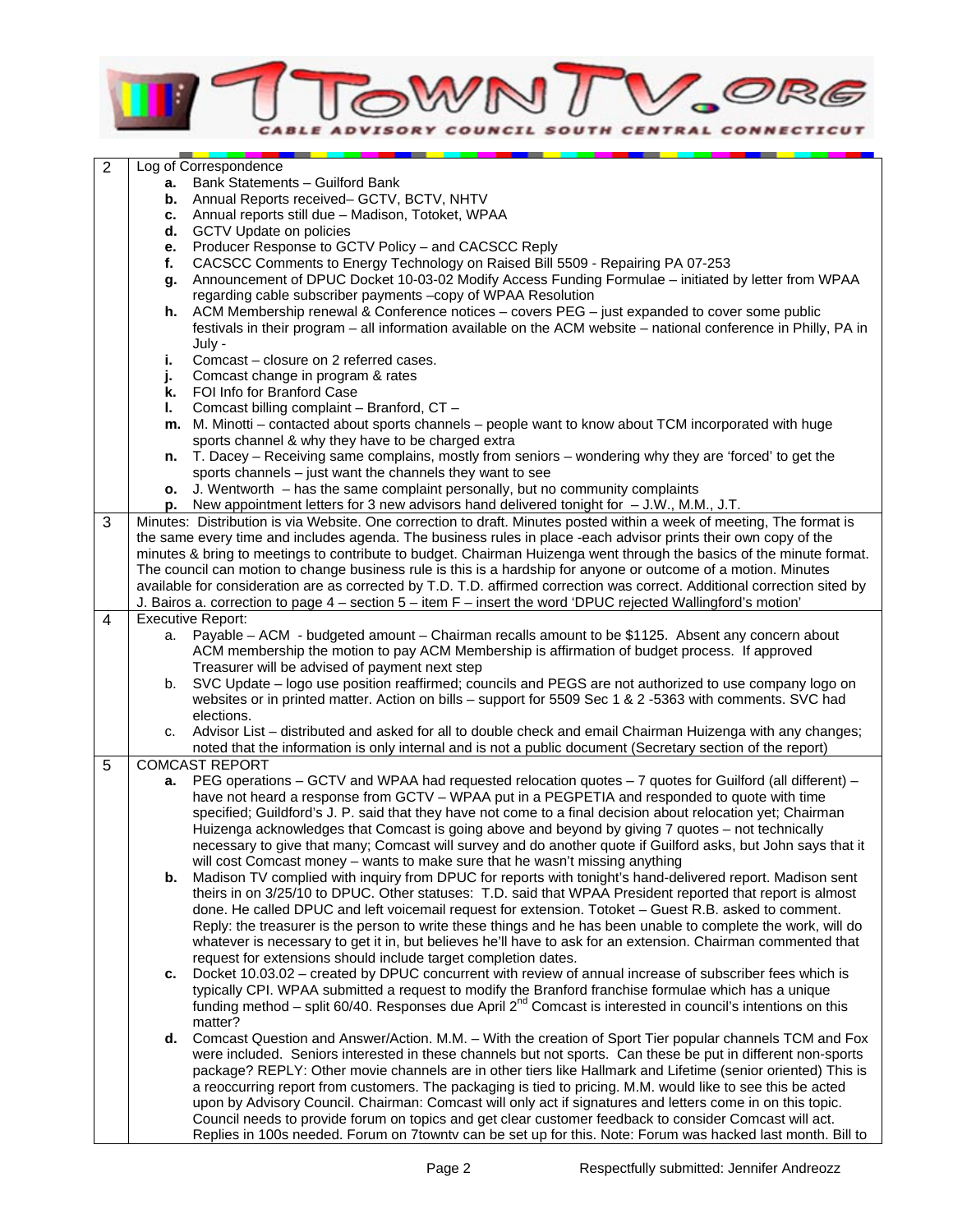| | |
|---|---|
| 2 | Log of Correspondence<br>**a.** Bank Statements – Guilford Bank<br>**b.** Annual Reports received– GCTV, BCTV, NHTV<br>**c.** Annual reports still due – Madison, Totoket, WPAA<br>**d.** GCTV Update on policies<br>**e.** Producer Response to GCTV Policy – and CACSCC Reply<br>**f.** CACSCC Comments to Energy Technology on Raised Bill 5509 - Repairing PA 07-253<br>**g.** Announcement of DPUC Docket 10-03-02 Modify Access Funding Formulae – initiated by letter from WPAA regarding cable subscriber payments –copy of WPAA Resolution<br>**h.** ACM Membership renewal & Conference notices – covers PEG – just expanded to cover some public festivals in their program – all information available on the ACM website – national conference in Philly, PA in July -<br>**i.** Comcast – closure on 2 referred cases.<br>**j.** Comcast change in program & rates<br>**k.** FOI Info for Branford Case<br>**l.** Comcast billing complaint – Branford, CT –<br>**m.** M. Minotti – contacted about sports channels – people want to know about TCM incorporated with huge sports channel & why they have to be charged extra<br>**n.** T. Dacey – Receiving same complains, mostly from seniors – wondering why they are 'forced' to get the sports channels – just want the channels they want to see<br>**o.** J. Wentworth – has the same complaint personally, but no community complaints<br>**p.** New appointment letters for 3 new advisors hand delivered tonight for – J.W., M.M., J.T. |
| 3 | Minutes: Distribution is via Website. One correction to draft. Minutes posted within a week of meeting, The format is the same every time and includes agenda. The business rules in place -each advisor prints their own copy of the minutes & bring to meetings to contribute to budget. Chairman Huizenga went through the basics of the minute format. The council can motion to change business rule is this is a hardship for anyone or outcome of a motion. Minutes available for consideration are as corrected by T.D. T.D. affirmed correction was correct. Additional correction sited by J. Bairos a. correction to page 4 – section 5 – item F – insert the word 'DPUC rejected Wallingford's motion' |
| 4 | Executive Report:<br>a. Payable – ACM - budgeted amount – Chairman recalls amount to be $1125. Absent any concern about ACM membership the motion to pay ACM Membership is affirmation of budget process. If approved Treasurer will be advised of payment next step<br>b. SVC Update – logo use position reaffirmed; councils and PEGS are not authorized to use company logo on websites or in printed matter. Action on bills – support for 5509 Sec 1 & 2 -5363 with comments. SVC had elections.<br>c. Advisor List – distributed and asked for all to double check and email Chairman Huizenga with any changes; noted that the information is only internal and is not a public document (Secretary section of the report) |
| 5 | COMCAST REPORT<br>**a.** PEG operations – GCTV and WPAA had requested relocation quotes – 7 quotes for Guilford (all different) – have not heard a response from GCTV – WPAA put in a PEGPETIA and responded to quote with time specified; Guildford's J. P. said that they have not come to a final decision about relocation yet; Chairman Huizenga acknowledges that Comcast is going above and beyond by giving 7 quotes – not technically necessary to give that many; Comcast will survey and do another quote if Guilford asks, but John says that it will cost Comcast money – wants to make sure that he wasn't missing anything<br>**b.** Madison TV complied with inquiry from DPUC for reports with tonight's hand-delivered report. Madison sent theirs in on 3/25/10 to DPUC. Other statuses: T.D. said that WPAA President reported that report is almost done. He called DPUC and left voicemail request for extension. Totoket – Guest R.B. asked to comment. Reply: the treasurer is the person to write these things and he has been unable to complete the work, will do whatever is necessary to get it in, but believes he'll have to ask for an extension. Chairman commented that request for extensions should include target completion dates.<br>**c.** Docket 10.03.02 – created by DPUC concurrent with review of annual increase of subscriber fees which is typically CPI. WPAA submitted a request to modify the Branford franchise formulae which has a unique funding method – split 60/40. Responses due April 2nd Comcast is interested in council's intentions on this matter?<br>**d.** Comcast Question and Answer/Action. M.M. – With the creation of Sport Tier popular channels TCM and Fox were included. Seniors interested in these channels but not sports. Can these be put in different non-sports package? REPLY: Other movie channels are in other tiers like Hallmark and Lifetime (senior oriented) This is a reoccurring report from customers. The packaging is tied to pricing. M.M. would like to see this be acted upon by Advisory Council. Chairman: Comcast will only act if signatures and letters come in on this topic. Council needs to provide forum on topics and get clear customer feedback to consider Comcast will act. Replies in 100s needed. Forum on 7towntv can be set up for this. Note: Forum was hacked last month. Bill to |

Respectfully submitted: Jennifer Andreozz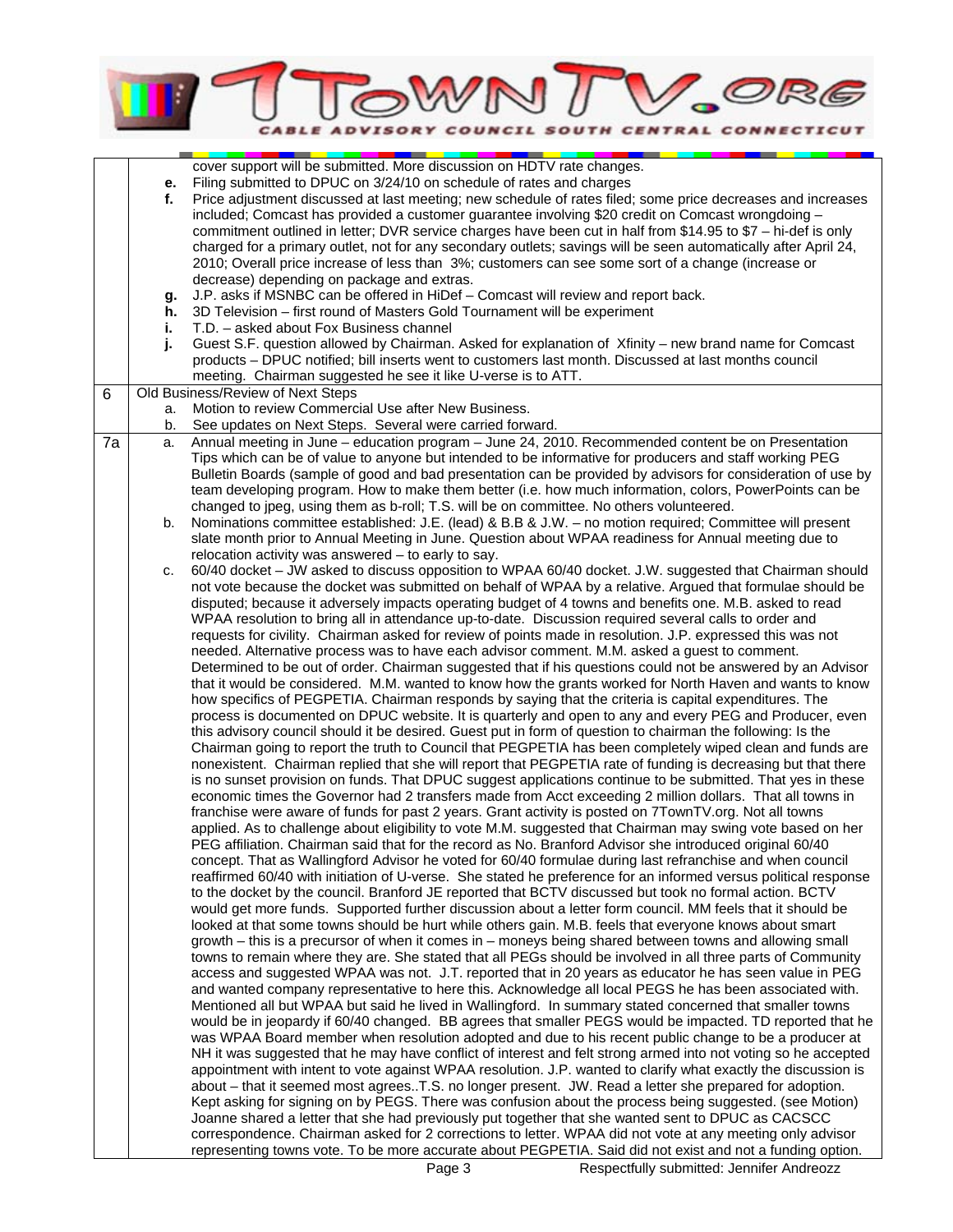| | | |
|---|---|---|
| | | cover support will be submitted. More discussion on HDTV rate changes. |
| | **e.** | Filing submitted to DPUC on 3/24/10 on schedule of rates and charges |
| | **f.** | Price adjustment discussed at last meeting; new schedule of rates filed; some price decreases and increases included; Comcast has provided a customer guarantee involving $20 credit on Comcast wrongdoing – commitment outlined in letter; DVR service charges have been cut in half from $14.95 to $7 – hi-def is only charged for a primary outlet, not for any secondary outlets; savings will be seen automatically after April 24, 2010; Overall price increase of less than 3%; customers can see some sort of a change (increase or decrease) depending on package and extras. |
| | **g.** | J.P. asks if MSNBC can be offered in HiDef – Comcast will review and report back. |
| | **h.** | 3D Television – first round of Masters Gold Tournament will be experiment |
| | **i.** | T.D. – asked about Fox Business channel |
| | **j.** | Guest S.F. question allowed by Chairman. Asked for explanation of Xfinity – new brand name for Comcast products – DPUC notified; bill inserts went to customers last month. Discussed at last months council meeting. Chairman suggested he see it like U-verse is to ATT. |
| 6 | | Old Business/Review of Next Steps |
| | a. | Motion to review Commercial Use after New Business. |
| | b. | See updates on Next Steps. Several were carried forward. |
| 7a | a. | Annual meeting in June – education program – June 24, 2010. Recommended content be on Presentation Tips which can be of value to anyone but intended to be informative for producers and staff working PEG Bulletin Boards (sample of good and bad presentation can be provided by advisors for consideration of use by team developing program. How to make them better (i.e. how much information, colors, PowerPoints can be changed to jpeg, using them as b-roll; T.S. will be on committee. No others volunteered. |
| | b. | Nominations committee established: J.E. (lead) & B.B & J.W. – no motion required; Committee will present slate month prior to Annual Meeting in June. Question about WPAA readiness for Annual meeting due to relocation activity was answered – to early to say. |
| | c. | 60/40 docket – JW asked to discuss opposition to WPAA 60/40 docket. J.W. suggested that Chairman should not vote because the docket was submitted on behalf of WPAA by a relative. Argued that formulae should be disputed; because it adversely impacts operating budget of 4 towns and benefits one. M.B. asked to read WPAA resolution to bring all in attendance up-to-date. Discussion required several calls to order and requests for civility. Chairman asked for review of points made in resolution. J.P. expressed this was not needed. Alternative process was to have each advisor comment. M.M. asked a guest to comment. Determined to be out of order. Chairman suggested that if his questions could not be answered by an Advisor that it would be considered. M.M. wanted to know how the grants worked for North Haven and wants to know how specifics of PEGPETIA. Chairman responds by saying that the criteria is capital expenditures. The process is documented on DPUC website. It is quarterly and open to any and every PEG and Producer, even this advisory council should it be desired. Guest put in form of question to chairman the following: Is the Chairman going to report the truth to Council that PEGPETIA has been completely wiped clean and funds are nonexistent. Chairman replied that she will report that PEGPETIA rate of funding is decreasing but that there is no sunset provision on funds. That DPUC suggest applications continue to be submitted. That yes in these economic times the Governor had 2 transfers made from Acct exceeding 2 million dollars. That all towns in franchise were aware of funds for past 2 years. Grant activity is posted on 7TownTV.org. Not all towns applied. As to challenge about eligibility to vote M.M. suggested that Chairman may swing vote based on her PEG affiliation. Chairman said that for the record as No. Branford Advisor she introduced original 60/40 concept. That as Wallingford Advisor he voted for 60/40 formulae during last refranchise and when council reaffirmed 60/40 with initiation of U-verse. She stated he preference for an informed versus political response to the docket by the council. Branford JE reported that BCTV discussed but took no formal action. BCTV would get more funds. Supported further discussion about a letter form council. MM feels that it should be looked at that some towns should be hurt while others gain. M.B. feels that everyone knows about smart growth – this is a precursor of when it comes in – moneys being shared between towns and allowing small towns to remain where they are. She stated that all PEGs should be involved in all three parts of Community access and suggested WPAA was not. J.T. reported that in 20 years as educator he has seen value in PEG and wanted company representative to here this. Acknowledge all local PEGS he has been associated with. Mentioned all but WPAA but said he lived in Wallingford. In summary stated concerned that smaller towns would be in jeopardy if 60/40 changed. BB agrees that smaller PEGS would be impacted. TD reported that he was WPAA Board member when resolution adopted and due to his recent public change to be a producer at NH it was suggested that he may have conflict of interest and felt strong armed into not voting so he accepted appointment with intent to vote against WPAA resolution. J.P. wanted to clarify what exactly the discussion is about – that it seemed most agrees..T.S. no longer present. JW. Read a letter she prepared for adoption. Kept asking for signing on by PEGS. There was confusion about the process being suggested. (see Motion) Joanne shared a letter that she had previously put together that she wanted sent to DPUC as CACSCC correspondence. Chairman asked for 2 corrections to letter. WPAA did not vote at any meeting only advisor representing towns vote. To be more accurate about PEGPETIA. Said did not exist and not a funding option. |

Respectfully submitted: Jennifer Andreozz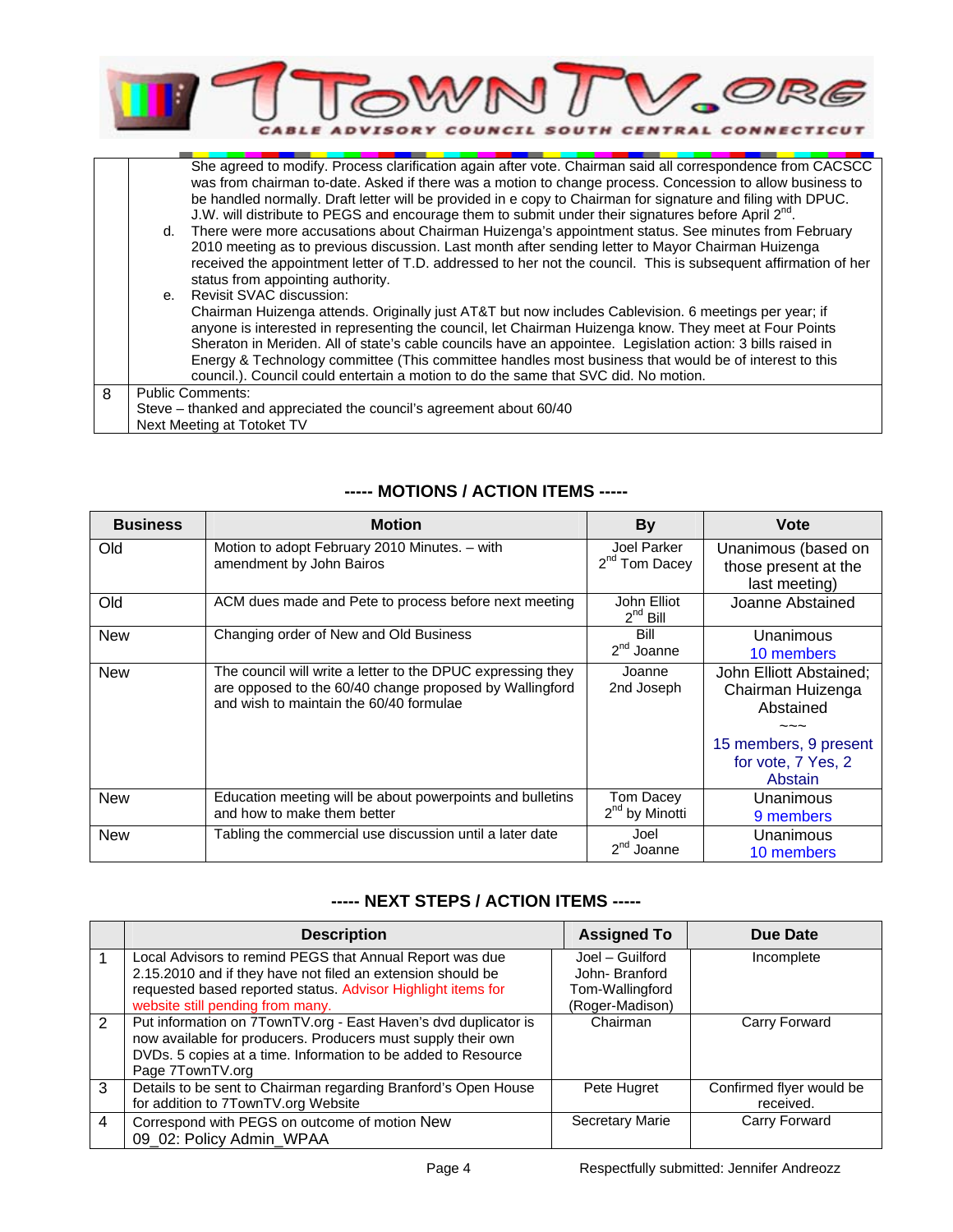| | |
|---|---|
| | She agreed to modify. Process clarification again after vote. Chairman said all correspondence from CACSCC was from chairman to-date. Asked if there was a motion to change process. Concession to allow business to be handled normally. Draft letter will be provided in e copy to Chairman for signature and filing with DPUC. J.W. will distribute to PEGS and encourage them to submit under their signatures before April 2nd.<br>d. There were more accusations about Chairman Huizenga's appointment status. See minutes from February 2010 meeting as to previous discussion. Last month after sending letter to Mayor Chairman Huizenga received the appointment letter of T.D. addressed to her not the council. This is subsequent affirmation of her status from appointing authority.<br>e. Revisit SVAC discussion:<br>Chairman Huizenga attends. Originally just AT&T but now includes Cablevision. 6 meetings per year; if anyone is interested in representing the council, let Chairman Huizenga know. They meet at Four Points Sheraton in Meriden. All of state's cable councils have an appointee. Legislation action: 3 bills raised in Energy & Technology committee (This committee handles most business that would be of interest to this council.). Council could entertain a motion to do the same that SVC did. No motion. |
| 8 | Public Comments:<br>Steve – thanked and appreciated the council's agreement about 60/40<br>Next Meeting at Totoket TV |

## ----- MOTIONS / ACTION ITEMS -----

| Business | Motion | By | Vote |
|---|---|---|---|
| Old | Motion to adopt February 2010 Minutes. – with amendment by John Bairos | Joel Parker<br>2nd Tom Dacey | Unanimous (based on those present at the last meeting) |
| Old | ACM dues made and Pete to process before next meeting | John Elliot<br>2nd Bill | Joanne Abstained |
| New | Changing order of New and Old Business | Bill<br>2nd Joanne | Unanimous<br>10 members |
| New | The council will write a letter to the DPUC expressing they are opposed to the 60/40 change proposed by Wallingford and wish to maintain the 60/40 formulae | Joanne<br>2nd Joseph | John Elliott Abstained; Chairman Huizenga Abstained<br>~~~<br>15 members, 9 present for vote, 7 Yes, 2 Abstain |
| New | Education meeting will be about powerpoints and bulletins and how to make them better | Tom Dacey<br>2nd by Minotti | Unanimous<br>9 members |
| New | Tabling the commercial use discussion until a later date | Joel<br>2nd Joanne | Unanimous<br>10 members |

## ----- NEXT STEPS / ACTION ITEMS -----

| | Description | Assigned To | Due Date |
|---|---|---|---|
| 1 | Local Advisors to remind PEGS that Annual Report was due 2.15.2010 and if they have not filed an extension should be requested based reported status. Advisor Highlight items for website still pending from many. | Joel – Guilford<br>John- Branford<br>Tom-Wallingford<br>(Roger-Madison) | Incomplete |
| 2 | Put information on 7TownTV.org - East Haven's dvd duplicator is now available for producers. Producers must supply their own DVDs. 5 copies at a time. Information to be added to Resource Page 7TownTV.org | Chairman | Carry Forward |
| 3 | Details to be sent to Chairman regarding Branford's Open House for addition to 7TownTV.org Website | Pete Hugret | Confirmed flyer would be received. |
| 4 | Correspond with PEGS on outcome of motion New 09_02: Policy Admin_WPAA | Secretary Marie | Carry Forward |

Respectfully submitted: Jennifer Andreozz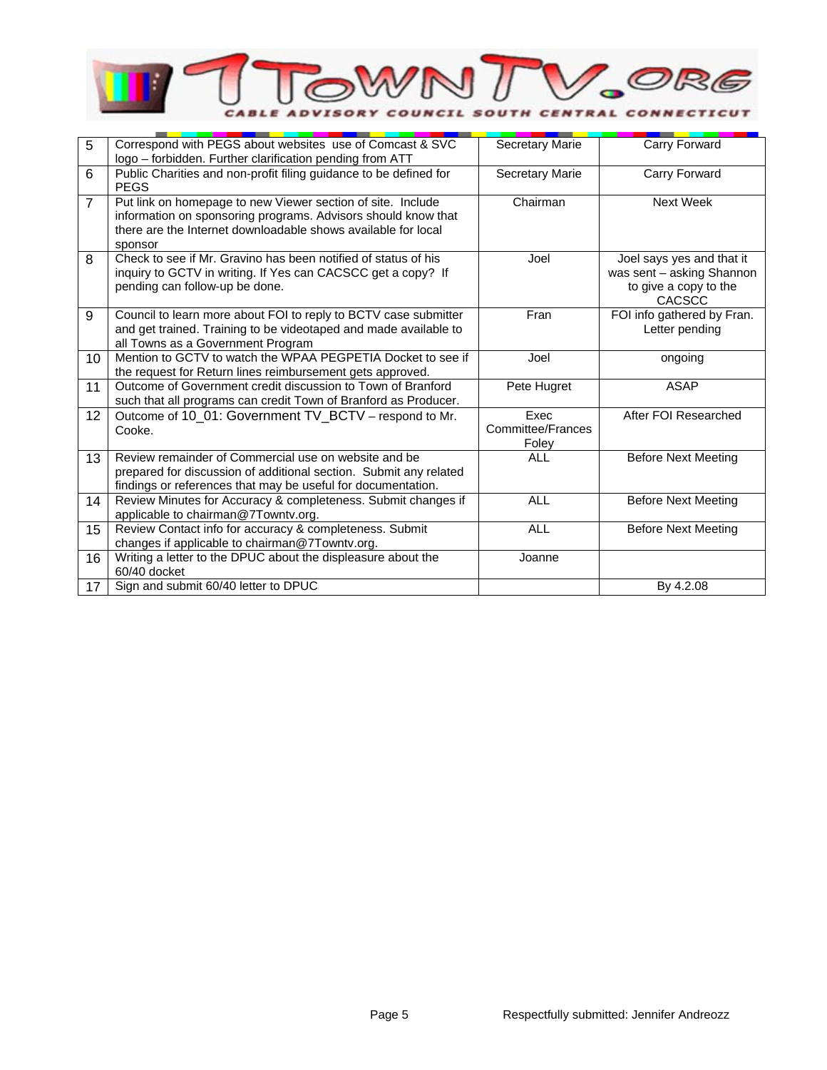| | | | |
|---|---|---|---|
| 5 | Correspond with PEGS about websites use of Comcast & SVC logo – forbidden. Further clarification pending from ATT | Secretary Marie | Carry Forward |
| 6 | Public Charities and non-profit filing guidance to be defined for PEGS | Secretary Marie | Carry Forward |
| 7 | Put link on homepage to new Viewer section of site. Include information on sponsoring programs. Advisors should know that there are the Internet downloadable shows available for local sponsor | Chairman | Next Week |
| 8 | Check to see if Mr. Gravino has been notified of status of his inquiry to GCTV in writing. If Yes can CACSCC get a copy? If pending can follow-up be done. | Joel | Joel says yes and that it was sent – asking Shannon to give a copy to the CACSCC |
| 9 | Council to learn more about FOI to reply to BCTV case submitter and get trained. Training to be videotaped and made available to all Towns as a Government Program | Fran | FOI info gathered by Fran. Letter pending |
| 10 | Mention to GCTV to watch the WPAA PEGPETIA Docket to see if the request for Return lines reimbursement gets approved. | Joel | ongoing |
| 11 | Outcome of Government credit discussion to Town of Branford such that all programs can credit Town of Branford as Producer. | Pete Hugret | ASAP |
| 12 | Outcome of 10_01: Government TV_BCTV – respond to Mr. Cooke. | Exec Committee/Frances Foley | After FOI Researched |
| 13 | Review remainder of Commercial use on website and be prepared for discussion of additional section. Submit any related findings or references that may be useful for documentation. | ALL | Before Next Meeting |
| 14 | Review Minutes for Accuracy & completeness. Submit changes if applicable to chairman@7Towntv.org. | ALL | Before Next Meeting |
| 15 | Review Contact info for accuracy & completeness. Submit changes if applicable to chairman@7Towntv.org. | ALL | Before Next Meeting |
| 16 | Writing a letter to the DPUC about the displeasure about the 60/40 docket | Joanne | |
| 17 | Sign and submit 60/40 letter to DPUC | | By 4.2.08 |

Respectfully submitted: Jennifer Andreozz